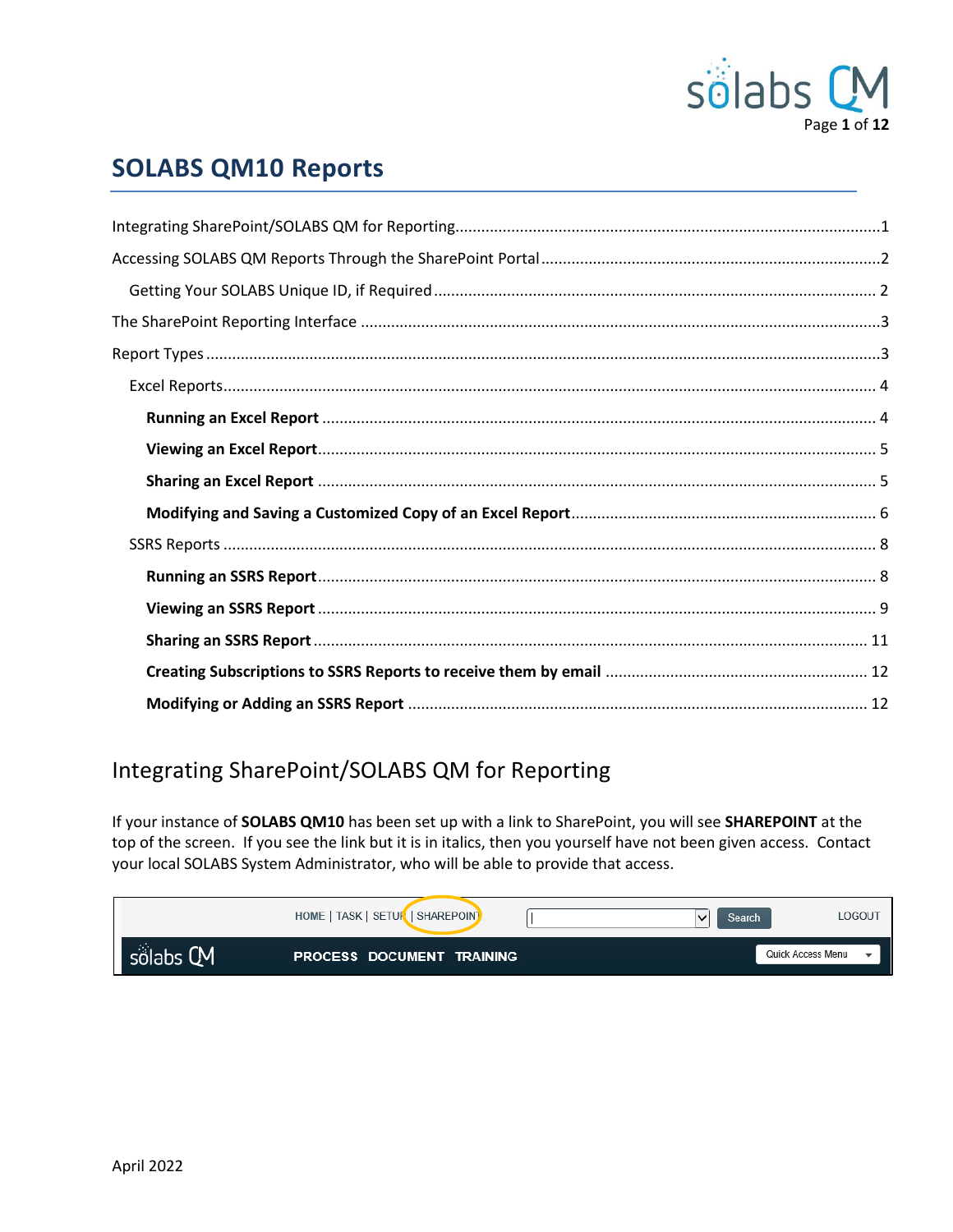# SOLABS QM10 Reports

Integrating SharePoint/SOLABS QM for Reporting....................1

Accessing SOLABS QM Reports Through the SharePoint Portal....................2

  Getting Your SOLABS Unique ID, if Required....................2

The SharePoint Reporting Interface....................3

Report Types....................3

  Excel Reports....................4

    **Running an Excel Report**....................4

    **Viewing an Excel Report**....................5

    **Sharing an Excel Report**....................5

    **Modifying and Saving a Customized Copy of an Excel Report**....................6

  SSRS Reports....................8

    **Running an SSRS Report**....................8

    **Viewing an SSRS Report**....................9

    **Sharing an SSRS Report**....................11

    **Creating Subscriptions to SSRS Reports to receive them by email**....................12

    **Modifying or Adding an SSRS Report**....................12

## Integrating SharePoint/SOLABS QM for Reporting

If your instance of **SOLABS QM10** has been set up with a link to SharePoint, you will see **SHAREPOINT** at the top of the screen. If you see the link but it is in italics, then you yourself have not been given access. Contact your local SOLABS System Administrator, who will be able to provide that access.

HOME | TASK | SETUP | SHAREPOINT Search LOGOUT

sōlabs QM PROCESS DOCUMENT TRAINING Quick Access Menu

April 2022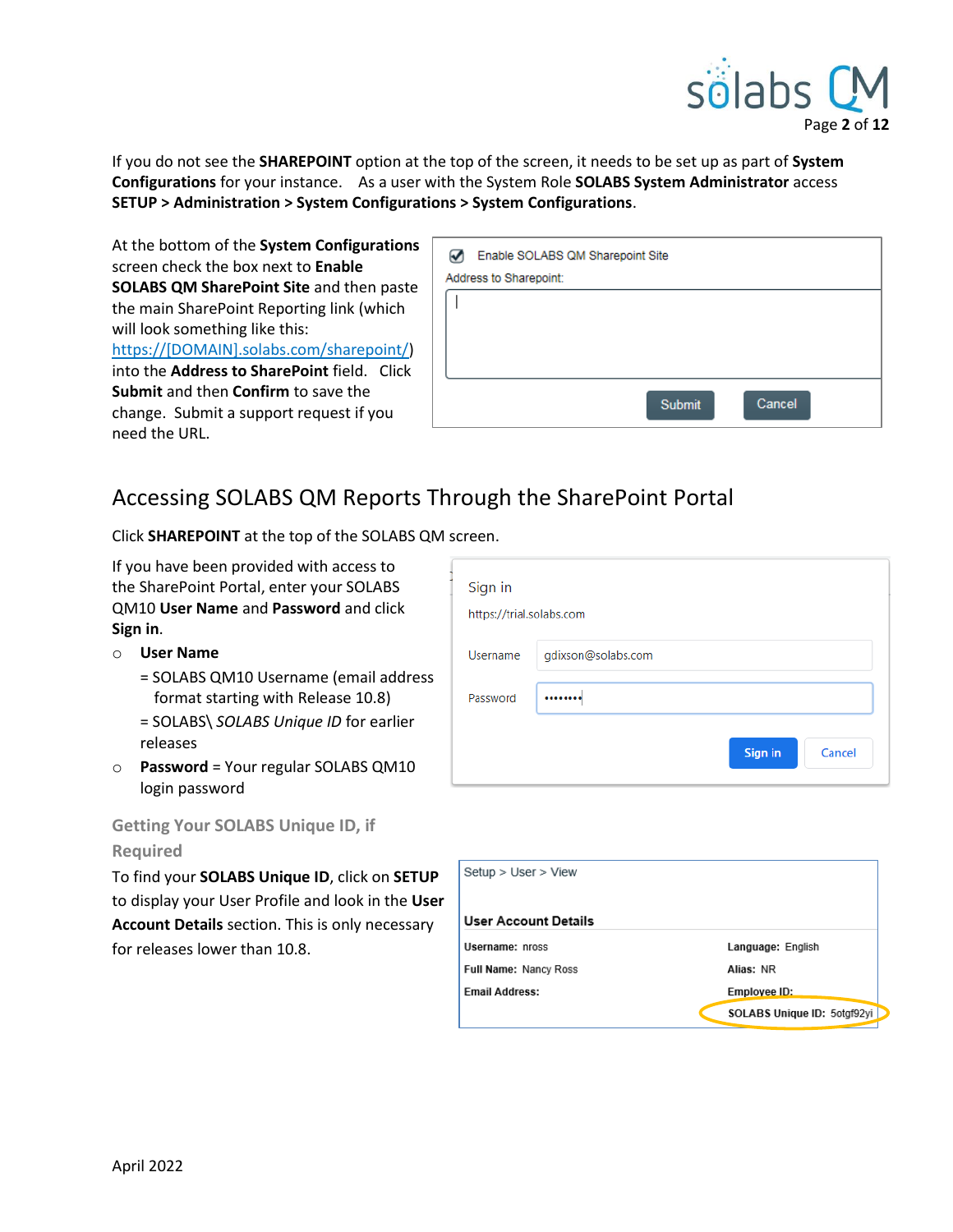If you do not see the **SHAREPOINT** option at the top of the screen, it needs to be set up as part of **System Configurations** for your instance. As a user with the System Role **SOLABS System Administrator** access **SETUP > Administration > System Configurations > System Configurations**.

At the bottom of the **System Configurations** screen check the box next to **Enable SOLABS QM SharePoint Site** and then paste the main SharePoint Reporting link (which will look something like this: https://[DOMAIN].solabs.com/sharepoint/) into the **Address to SharePoint** field. Click **Submit** and then **Confirm** to save the change. Submit a support request if you need the URL.

## Accessing SOLABS QM Reports Through the SharePoint Portal

Click **SHAREPOINT** at the top of the SOLABS QM screen.

If you have been provided with access to the SharePoint Portal, enter your SOLABS QM10 **User Name** and **Password** and click **Sign in**.

- **User Name**
  = SOLABS QM10 Username (email address format starting with Release 10.8)
  = SOLABS\ *SOLABS Unique ID* for earlier releases
- **Password** = Your regular SOLABS QM10 login password

### Getting Your SOLABS Unique ID, if Required

To find your **SOLABS Unique ID**, click on **SETUP** to display your User Profile and look in the **User Account Details** section. This is only necessary for releases lower than 10.8.

April 2022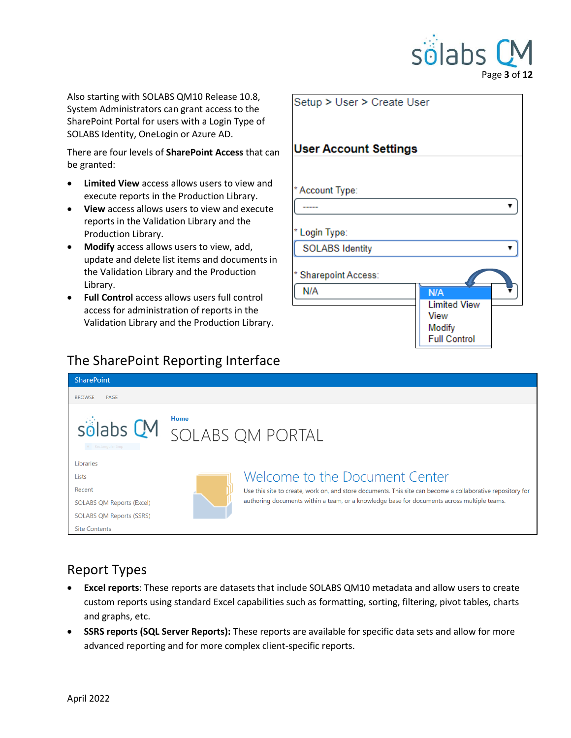Also starting with SOLABS QM10 Release 10.8, System Administrators can grant access to the SharePoint Portal for users with a Login Type of SOLABS Identity, OneLogin or Azure AD.

There are four levels of **SharePoint Access** that can be granted:

- **Limited View** access allows users to view and execute reports in the Production Library.
- **View** access allows users to view and execute reports in the Validation Library and the Production Library.
- **Modify** access allows users to view, add, update and delete list items and documents in the Validation Library and the Production Library.
- **Full Control** access allows users full control access for administration of reports in the Validation Library and the Production Library.

## The SharePoint Reporting Interface

## Report Types

- **Excel reports**: These reports are datasets that include SOLABS QM10 metadata and allow users to create custom reports using standard Excel capabilities such as formatting, sorting, filtering, pivot tables, charts and graphs, etc.
- **SSRS reports (SQL Server Reports):** These reports are available for specific data sets and allow for more advanced reporting and for more complex client-specific reports.

April 2022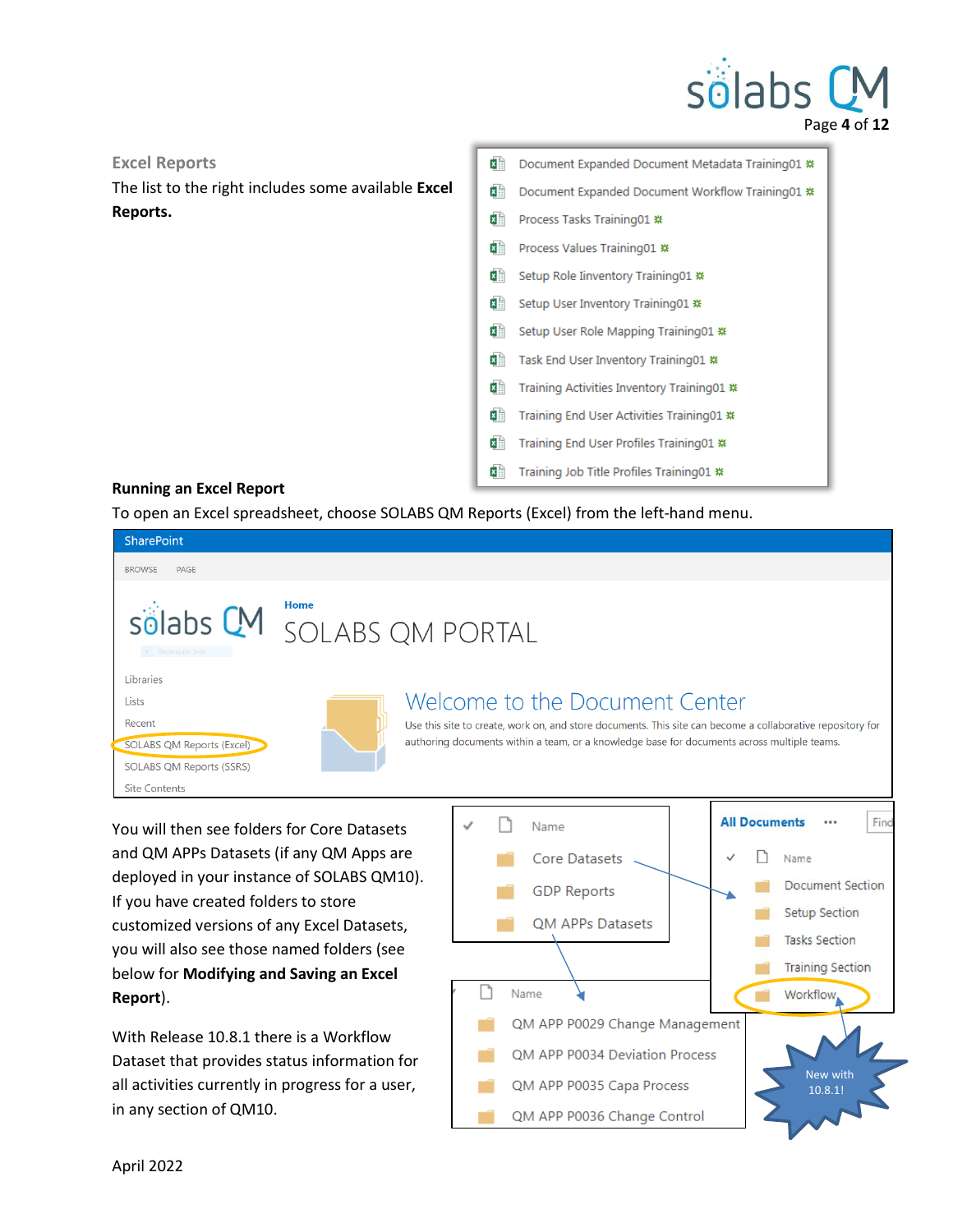## Excel Reports

The list to the right includes some available **Excel Reports.**

- Document Expanded Document Metadata Training01
- Document Expanded Document Workflow Training01
- Process Tasks Training01
- Process Values Training01
- Setup Role Inventory Training01
- Setup User Inventory Training01
- Setup User Role Mapping Training01
- Task End User Inventory Training01
- Training Activities Inventory Training01
- Training End User Activities Training01
- Training End User Profiles Training01
- Training Job Title Profiles Training01

### Running an Excel Report

To open an Excel spreadsheet, choose SOLABS QM Reports (Excel) from the left-hand menu.

SharePoint

BROWSE PAGE

Home

SOLABS QM PORTAL

Libraries
Lists
Recent
SOLABS QM Reports (Excel)
SOLABS QM Reports (SSRS)
Site Contents

Welcome to the Document Center

Use this site to create, work on, and store documents. This site can become a collaborative repository for authoring documents within a team, or a knowledge base for documents across multiple teams.

You will then see folders for Core Datasets and QM APPs Datasets (if any QM Apps are deployed in your instance of SOLABS QM10). If you have created folders to store customized versions of any Excel Datasets, you will also see those named folders (see below for **Modifying and Saving an Excel Report**).

With Release 10.8.1 there is a Workflow Dataset that provides status information for all activities currently in progress for a user, in any section of QM10.

Name
- Core Datasets
- GDP Reports
- QM APPs Datasets

All Documents

Name
- Document Section
- Setup Section
- Tasks Section
- Training Section
- Workflow

Name
- QM APP P0029 Change Management
- QM APP P0034 Deviation Process
- QM APP P0035 Capa Process
- QM APP P0036 Change Control

New with 10.8.1!

April 2022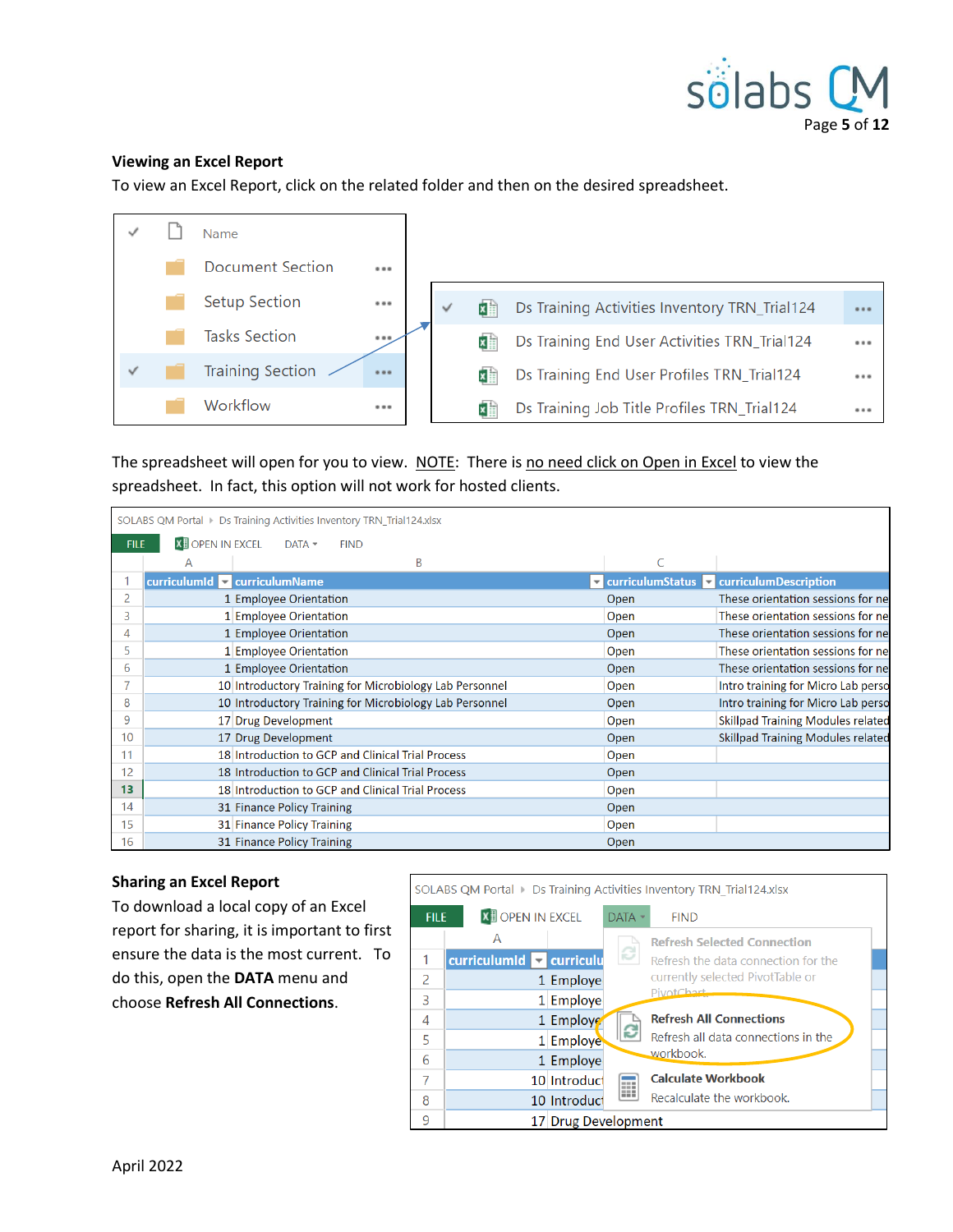### Viewing an Excel Report

To view an Excel Report, click on the related folder and then on the desired spreadsheet.

The spreadsheet will open for you to view. NOTE: There is no need click on Open in Excel to view the spreadsheet. In fact, this option will not work for hosted clients.

### Sharing an Excel Report

To download a local copy of an Excel report for sharing, it is important to first ensure the data is the most current. To do this, open the **DATA** menu and choose **Refresh All Connections**.

April 2022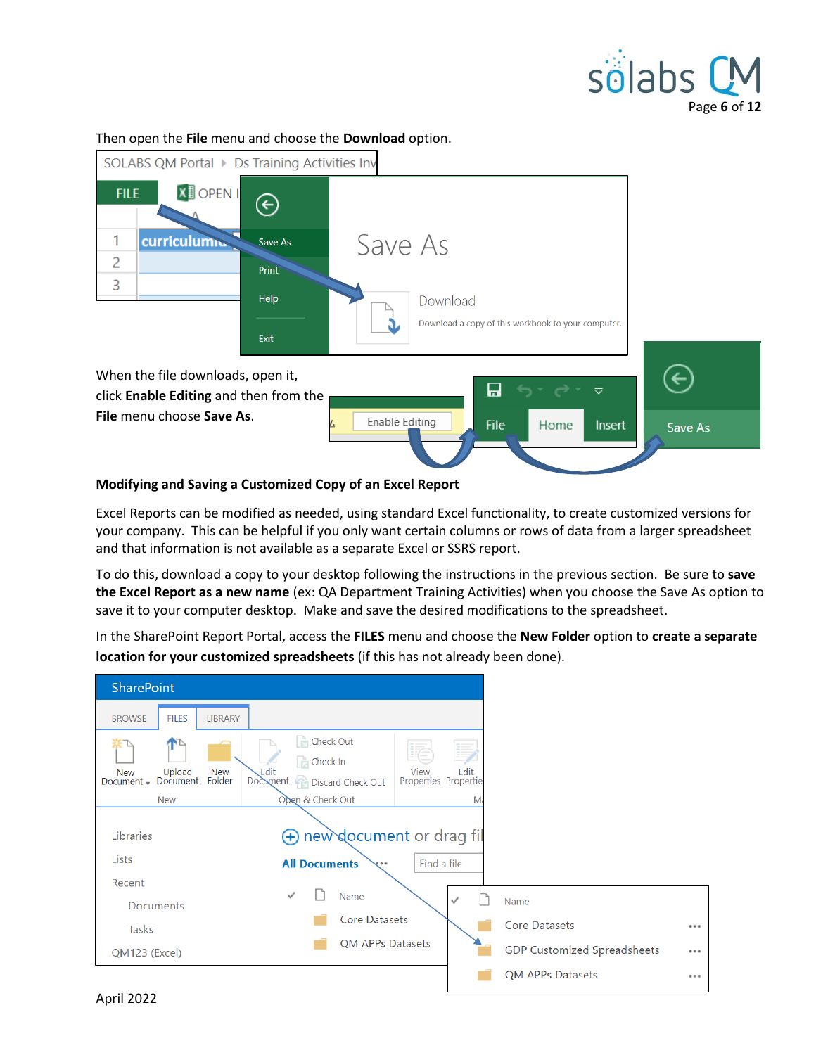Then open the **File** menu and choose the **Download** option.

When the file downloads, open it, click **Enable Editing** and then from the **File** menu choose **Save As**.

**Modifying and Saving a Customized Copy of an Excel Report**

Excel Reports can be modified as needed, using standard Excel functionality, to create customized versions for your company. This can be helpful if you only want certain columns or rows of data from a larger spreadsheet and that information is not available as a separate Excel or SSRS report.

To do this, download a copy to your desktop following the instructions in the previous section. Be sure to **save the Excel Report as a new name** (ex: QA Department Training Activities) when you choose the Save As option to save it to your computer desktop. Make and save the desired modifications to the spreadsheet.

In the SharePoint Report Portal, access the **FILES** menu and choose the **New Folder** option to **create a separate location for your customized spreadsheets** (if this has not already been done).

April 2022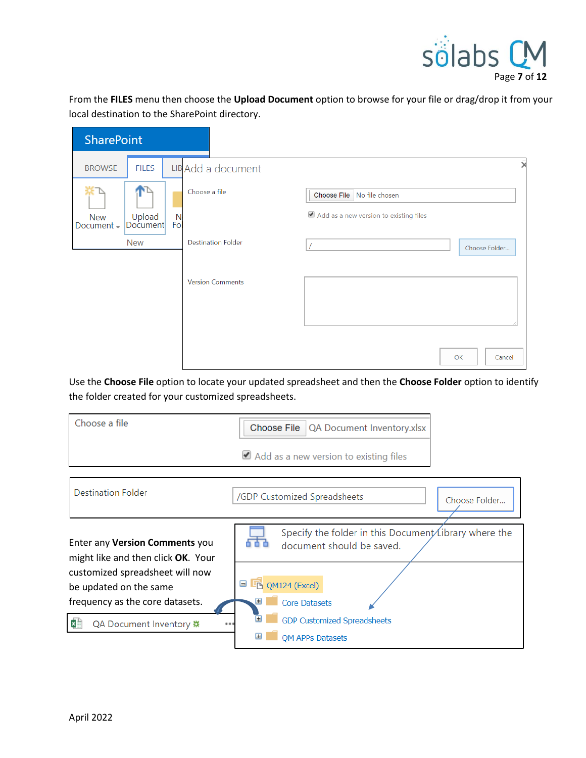From the **FILES** menu then choose the **Upload Document** option to browse for your file or drag/drop it from your local destination to the SharePoint directory.

Use the **Choose File** option to locate your updated spreadsheet and then the **Choose Folder** option to identify the folder created for your customized spreadsheets.

Enter any **Version Comments** you might like and then click **OK**. Your customized spreadsheet will now be updated on the same frequency as the core datasets.

April 2022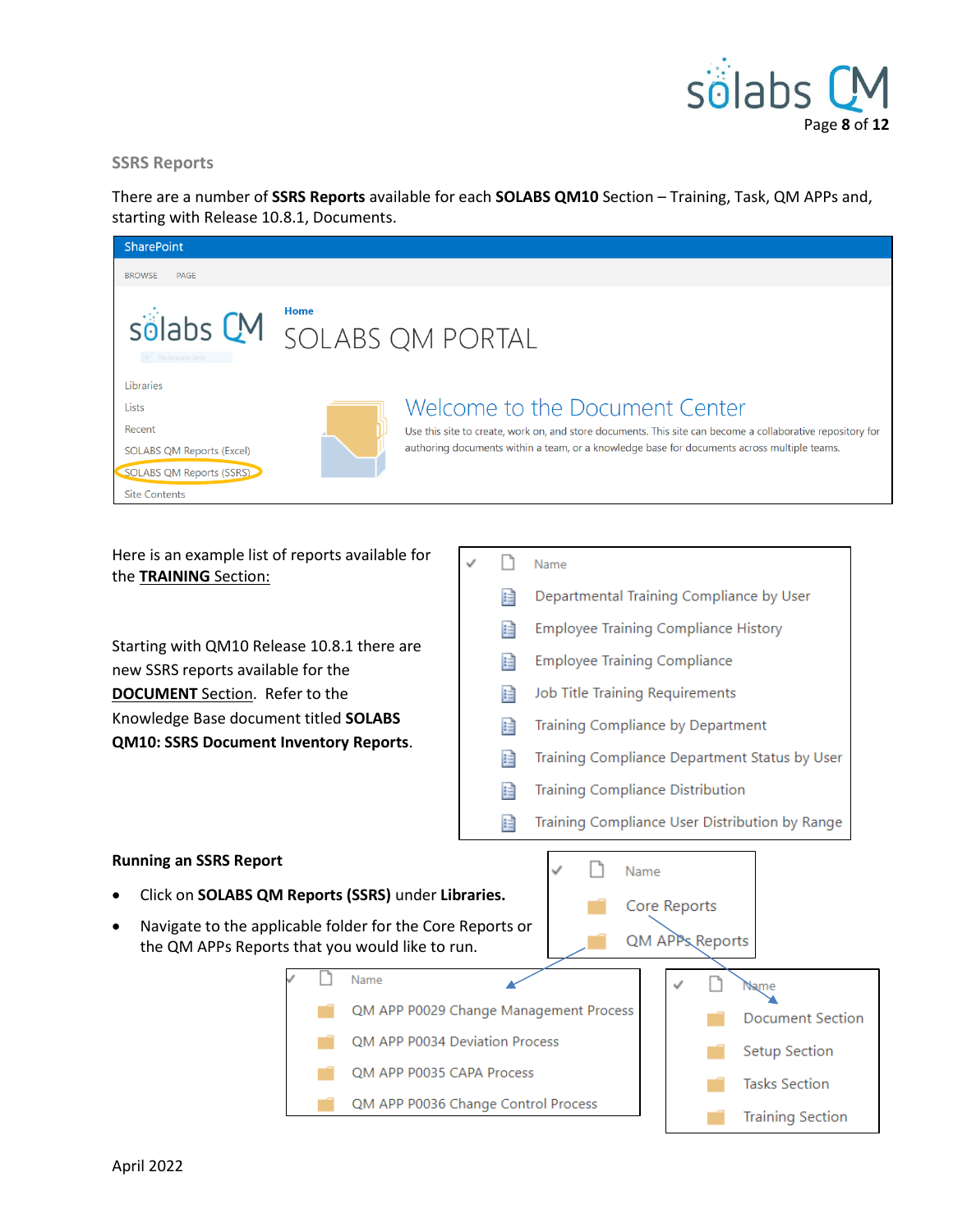## SSRS Reports

There are a number of **SSRS Reports** available for each **SOLABS QM10** Section – Training, Task, QM APPs and, starting with Release 10.8.1, Documents.

SharePoint

BROWSE PAGE

Home

SOLABS QM PORTAL

Libraries
Lists
Recent
SOLABS QM Reports (Excel)
SOLABS QM Reports (SSRS)
Site Contents

Welcome to the Document Center

Use this site to create, work on, and store documents. This site can become a collaborative repository for authoring documents within a team, or a knowledge base for documents across multiple teams.

Here is an example list of reports available for the **TRAINING** Section:

| Name |
|---|
| Departmental Training Compliance by User |
| Employee Training Compliance History |
| Employee Training Compliance |
| Job Title Training Requirements |
| Training Compliance by Department |
| Training Compliance Department Status by User |
| Training Compliance Distribution |
| Training Compliance User Distribution by Range |

Starting with QM10 Release 10.8.1 there are new SSRS reports available for the **DOCUMENT** Section. Refer to the Knowledge Base document titled **SOLABS QM10: SSRS Document Inventory Reports**.

### Running an SSRS Report

- Click on **SOLABS QM Reports (SSRS)** under **Libraries.**
- Navigate to the applicable folder for the Core Reports or the QM APPs Reports that you would like to run.

| Name |
|---|
| Core Reports |
| QM APPs Reports |

| Name |
|---|
| QM APP P0029 Change Management Process |
| QM APP P0034 Deviation Process |
| QM APP P0035 CAPA Process |
| QM APP P0036 Change Control Process |

| Name |
|---|
| Document Section |
| Setup Section |
| Tasks Section |
| Training Section |

April 2022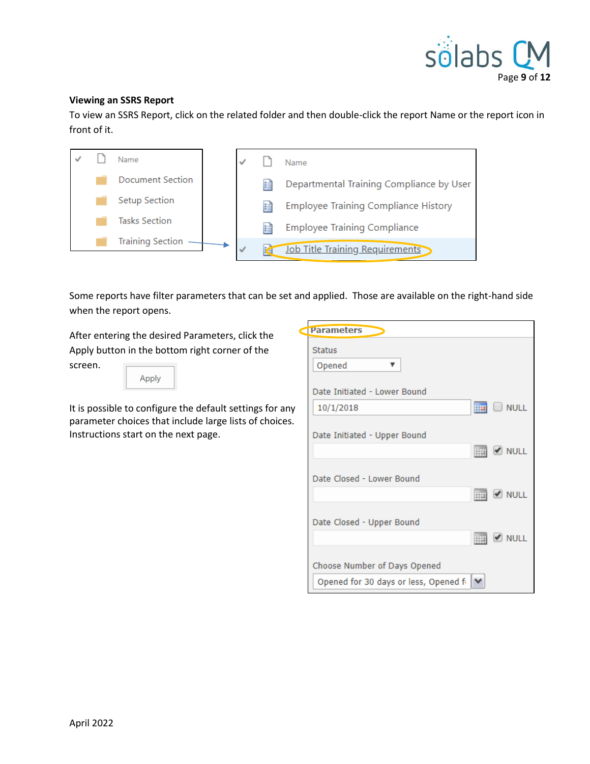**Viewing an SSRS Report**

To view an SSRS Report, click on the related folder and then double-click the report Name or the report icon in front of it.

Some reports have filter parameters that can be set and applied. Those are available on the right-hand side when the report opens.

After entering the desired Parameters, click the Apply button in the bottom right corner of the screen.

It is possible to configure the default settings for any parameter choices that include large lists of choices. Instructions start on the next page.

April 2022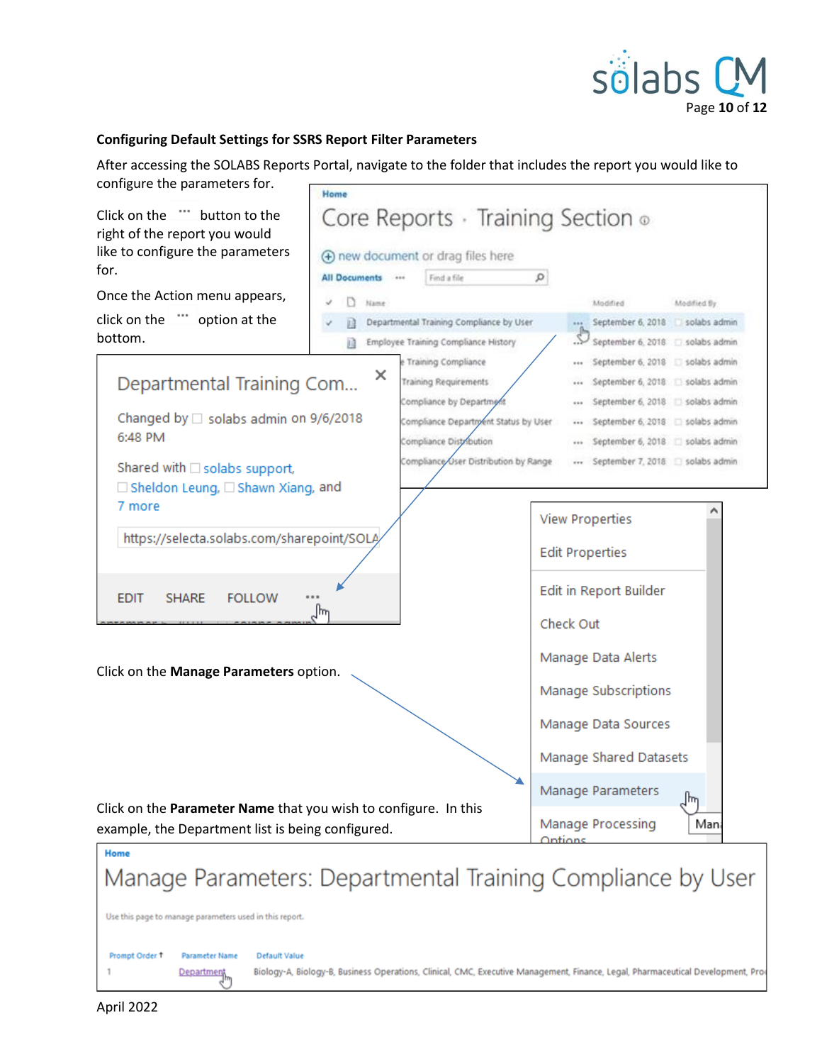**Configuring Default Settings for SSRS Report Filter Parameters**

After accessing the SOLABS Reports Portal, navigate to the folder that includes the report you would like to configure the parameters for.

Click on the ··· button to the right of the report you would like to configure the parameters for.

Once the Action menu appears, click on the ··· option at the bottom.

Click on the **Manage Parameters** option.

Click on the **Parameter Name** that you wish to configure. In this example, the Department list is being configured.

April 2022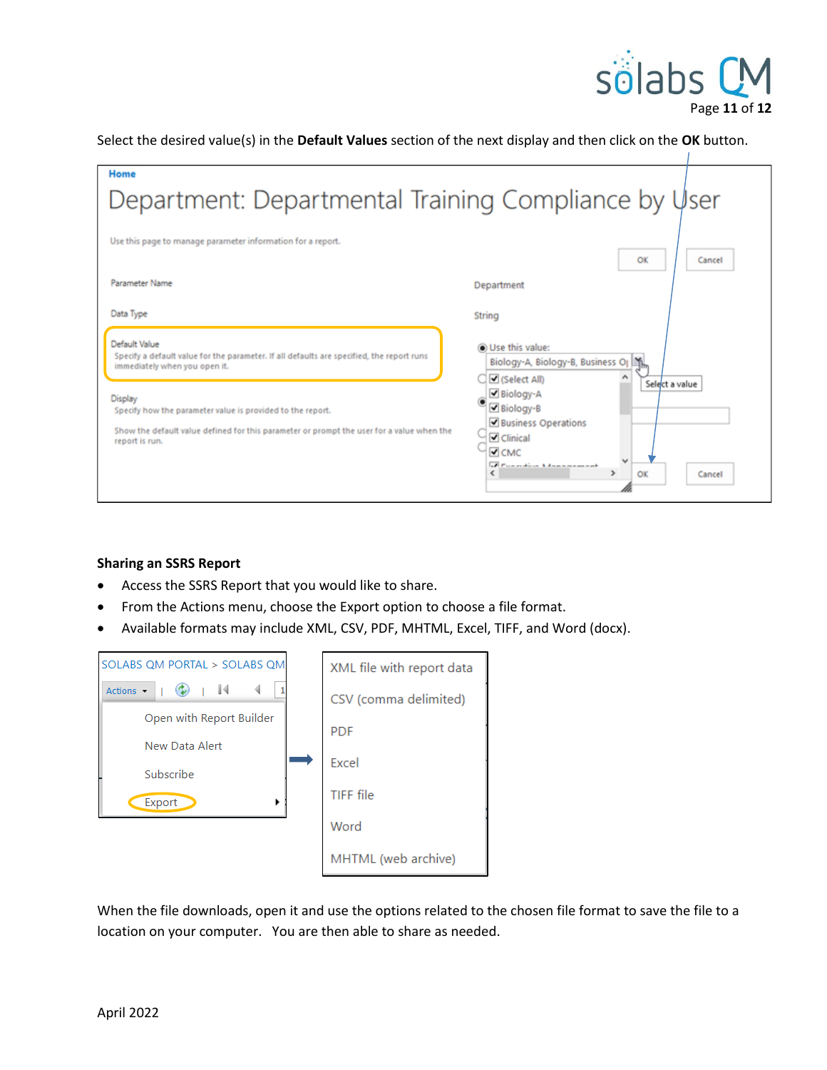Select the desired value(s) in the **Default Values** section of the next display and then click on the **OK** button.

### Sharing an SSRS Report

- Access the SSRS Report that you would like to share.
- From the Actions menu, choose the Export option to choose a file format.
- Available formats may include XML, CSV, PDF, MHTML, Excel, TIFF, and Word (docx).

When the file downloads, open it and use the options related to the chosen file format to save the file to a location on your computer. You are then able to share as needed.

April 2022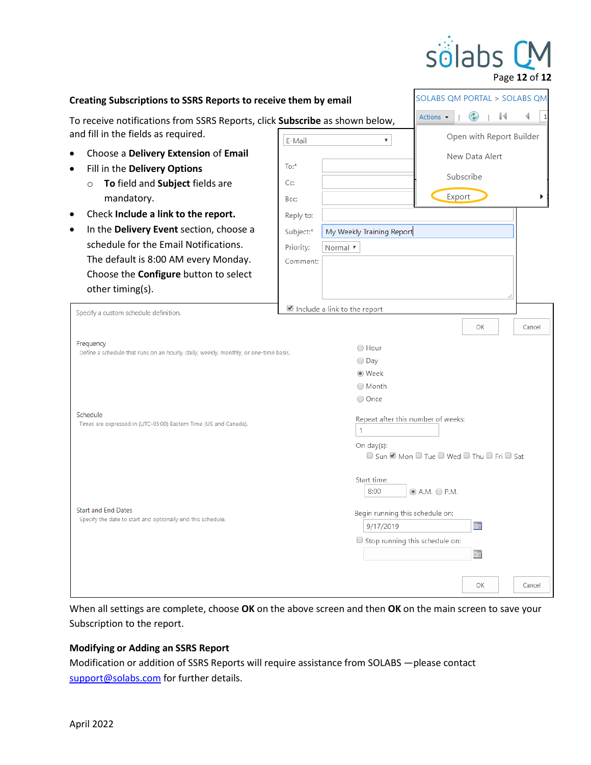**Creating Subscriptions to SSRS Reports to receive them by email**

To receive notifications from SSRS Reports, click **Subscribe** as shown below, and fill in the fields as required.

- Choose a **Delivery Extension** of **Email**
- Fill in the **Delivery Options**
  - **To** field and **Subject** fields are mandatory.
- Check **Include a link to the report.**
- In the **Delivery Event** section, choose a schedule for the Email Notifications. The default is 8:00 AM every Monday. Choose the **Configure** button to select other timing(s).

When all settings are complete, choose **OK** on the above screen and then **OK** on the main screen to save your Subscription to the report.

**Modifying or Adding an SSRS Report**

Modification or addition of SSRS Reports will require assistance from SOLABS —please contact support@solabs.com for further details.

April 2022